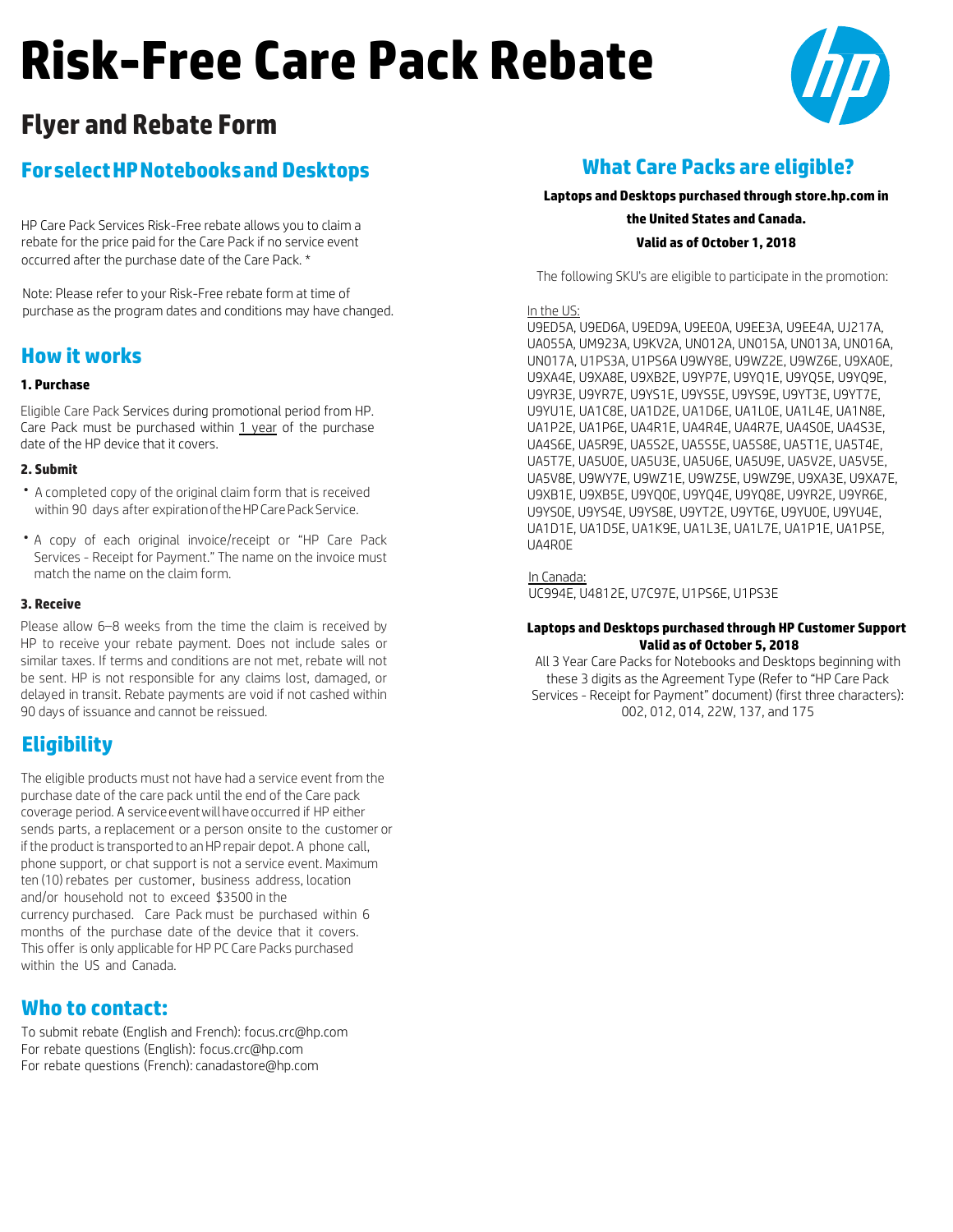# Risk-Free Care Pack Rebate

## Flyer and Rebate Form

## For select HP Notebooks and Desktops

HP Care Pack Services Risk-Free rebate allows you to claim a rebate for the price paid for the Care Pack if no service event occurred after the purchase date of the Care Pack. *

Note: Please refer to your Risk-Free rebate form at time of purchase as the program dates and conditions may have changed.

## How it works

### 1. Purchase

Eligible Care Pack Services during promotional period from HP. Care Pack must be purchased within 1 year of the purchase date of the HP device that it covers.

### 2. Submit

- A completed copy of the original claim form that is received within 90 days after expiration of the HP Care Pack Service.
- A copy of each original invoice/receipt or "HP Care Pack Services - Receipt for Payment." The name on the invoice must match the name on the claim form.

### 3. Receive

Please allow 6–8 weeks from the time the claim is received by HP to receive your rebate payment. Does not include sales or similar taxes. If terms and conditions are not met, rebate will not be sent. HP is not responsible for any claims lost, damaged, or delayed in transit. Rebate payments are void if not cashed within 90 days of issuance and cannot be reissued.

## Eligibility

The eligible products must not have had a service event from the purchase date of the care pack until the end of the Care pack coverage period. A service event will have occurred if HP either sends parts, a replacement or a person onsite to the customer or if the product is transported to an HP repair depot. A phone call, phone support, or chat support is not a service event. Maximum ten (10) rebates per customer, business address, location and/or household not to exceed $3500 in the currency purchased. Care Pack must be purchased within 6 months of the purchase date of the device that it covers. This offer is only applicable for HP PC Care Packs purchased within the US and Canada.

## Who to contact:

To submit rebate (English and French): focus.crc@hp.com
For rebate questions (English): focus.crc@hp.com
For rebate questions (French): canadastore@hp.com

## What Care Packs are eligible?

**Laptops and Desktops purchased through store.hp.com in the United States and Canada.**
**Valid as of October 1, 2018**

The following SKU's are eligible to participate in the promotion:

In the US:
U9ED5A, U9ED6A, U9ED9A, U9EE0A, U9EE3A, U9EE4A, UJ217A, UA055A, UM923A, U9KV2A, UN012A, UN015A, UN013A, UN016A, UN017A, U1PS3A, U1PS6A U9WY8E, U9WZ2E, U9WZ6E, U9XA0E, U9XA4E, U9XA8E, U9XB2E, U9YP7E, U9YQ1E, U9YQ5E, U9YQ9E, U9YR3E, U9YR7E, U9YS1E, U9YS5E, U9YS9E, U9YT3E, U9YT7E, U9YU1E, UA1C8E, UA1D2E, UA1D6E, UA1L0E, UA1L4E, UA1N8E, UA1P2E, UA1P6E, UA4R1E, UA4R4E, UA4R7E, UA4S0E, UA4S3E, UA4S6E, UA5R9E, UA5S2E, UA5S5E, UA5S8E, UA5T1E, UA5T4E, UA5T7E, UA5U0E, UA5U3E, UA5U6E, UA5U9E, UA5V2E, UA5V5E, UA5V8E, U9WY7E, U9WZ1E, U9WZ5E, U9WZ9E, U9XA3E, U9XA7E, U9XB1E, U9XB5E, U9YQ0E, U9YQ4E, U9YQ8E, U9YR2E, U9YR6E, U9YS0E, U9YS4E, U9YS8E, U9YT2E, U9YT6E, U9YU0E, U9YU4E, UA1D1E, UA1D5E, UA1K9E, UA1L3E, UA1L7E, UA1P1E, UA1P5E, UA4R0E

In Canada:
UC994E, U4812E, U7C97E, U1PS6E, U1PS3E

**Laptops and Desktops purchased through HP Customer Support**
**Valid as of October 5, 2018**

All 3 Year Care Packs for Notebooks and Desktops beginning with these 3 digits as the Agreement Type (Refer to "HP Care Pack Services - Receipt for Payment" document) (first three characters): 002, 012, 014, 22W, 137, and 175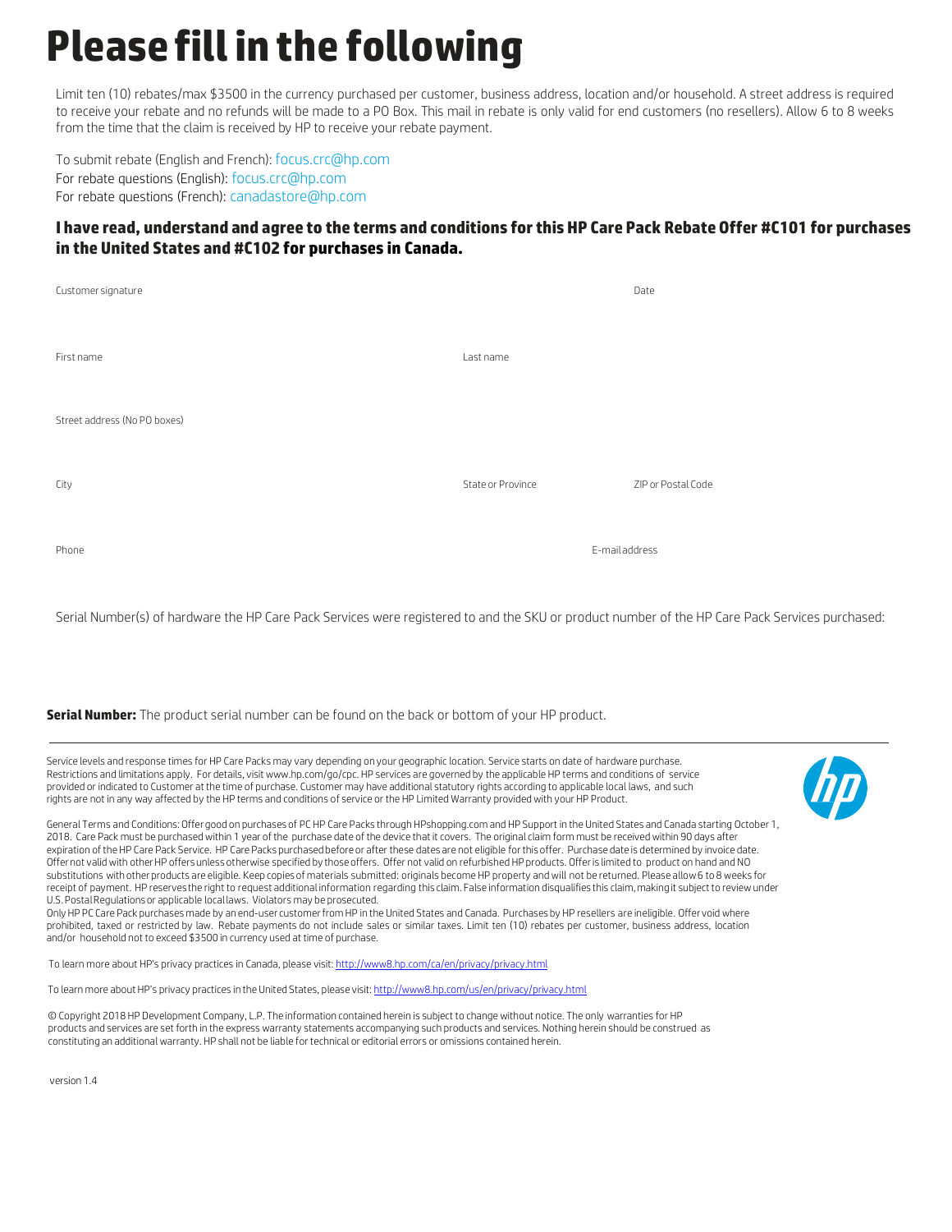# Please fill in the following

Limit ten (10) rebates/max $3500 in the currency purchased per customer, business address, location and/or household. A street address is required to receive your rebate and no refunds will be made to a PO Box. This mail in rebate is only valid for end customers (no resellers). Allow 6 to 8 weeks from the time that the claim is received by HP to receive your rebate payment.

To submit rebate (English and French): focus.crc@hp.com
For rebate questions (English): focus.crc@hp.com
For rebate questions (French): canadastore@hp.com

**I have read, understand and agree to the terms and conditions for this HP Care Pack Rebate Offer #C101 for purchases in the United States and #C102 for purchases in Canada.**

Customer signature

Date

First name

Last name

Street address (No PO boxes)

City

State or Province

ZIP or Postal Code

Phone

E-mail address

Serial Number(s) of hardware the HP Care Pack Services were registered to and the SKU or product number of the HP Care Pack Services purchased:

**Serial Number:** The product serial number can be found on the back or bottom of your HP product.

---

Service levels and response times for HP Care Packs may vary depending on your geographic location. Service starts on date of hardware purchase. Restrictions and limitations apply. For details, visit www.hp.com/go/cpc. HP services are governed by the applicable HP terms and conditions of service provided or indicated to Customer at the time of purchase. Customer may have additional statutory rights according to applicable local laws, and such rights are not in any way affected by the HP terms and conditions of service or the HP Limited Warranty provided with your HP Product.

General Terms and Conditions: Offer good on purchases of PC HP Care Packs through HPshopping.com and HP Support in the United States and Canada starting October 1, 2018. Care Pack must be purchased within 1 year of the purchase date of the device that it covers. The original claim form must be received within 90 days after expiration of the HP Care Pack Service. HP Care Packs purchased before or after these dates are not eligible for this offer. Purchase date is determined by invoice date. Offer not valid with other HP offers unless otherwise specified by those offers. Offer not valid on refurbished HP products. Offer is limited to product on hand and NO substitutions with other products are eligible. Keep copies of materials submitted: originals become HP property and will not be returned. Please allow 6 to 8 weeks for receipt of payment. HP reserves the right to request additional information regarding this claim. False information disqualifies this claim, making it subject to review under U.S. Postal Regulations or applicable local laws. Violators may be prosecuted.
Only HP PC Care Pack purchases made by an end-user customer from HP in the United States and Canada. Purchases by HP resellers are ineligible. Offer void where prohibited, taxed or restricted by law. Rebate payments do not include sales or similar taxes. Limit ten (10) rebates per customer, business address, location and/or household not to exceed $3500 in currency used at time of purchase.

To learn more about HP's privacy practices in Canada, please visit: http://www8.hp.com/ca/en/privacy/privacy.html

To learn more about HP's privacy practices in the United States, please visit: http://www8.hp.com/us/en/privacy/privacy.html

© Copyright 2018 HP Development Company, L.P. The information contained herein is subject to change without notice. The only warranties for HP products and services are set forth in the express warranty statements accompanying such products and services. Nothing herein should be construed as constituting an additional warranty. HP shall not be liable for technical or editorial errors or omissions contained herein.

version 1.4